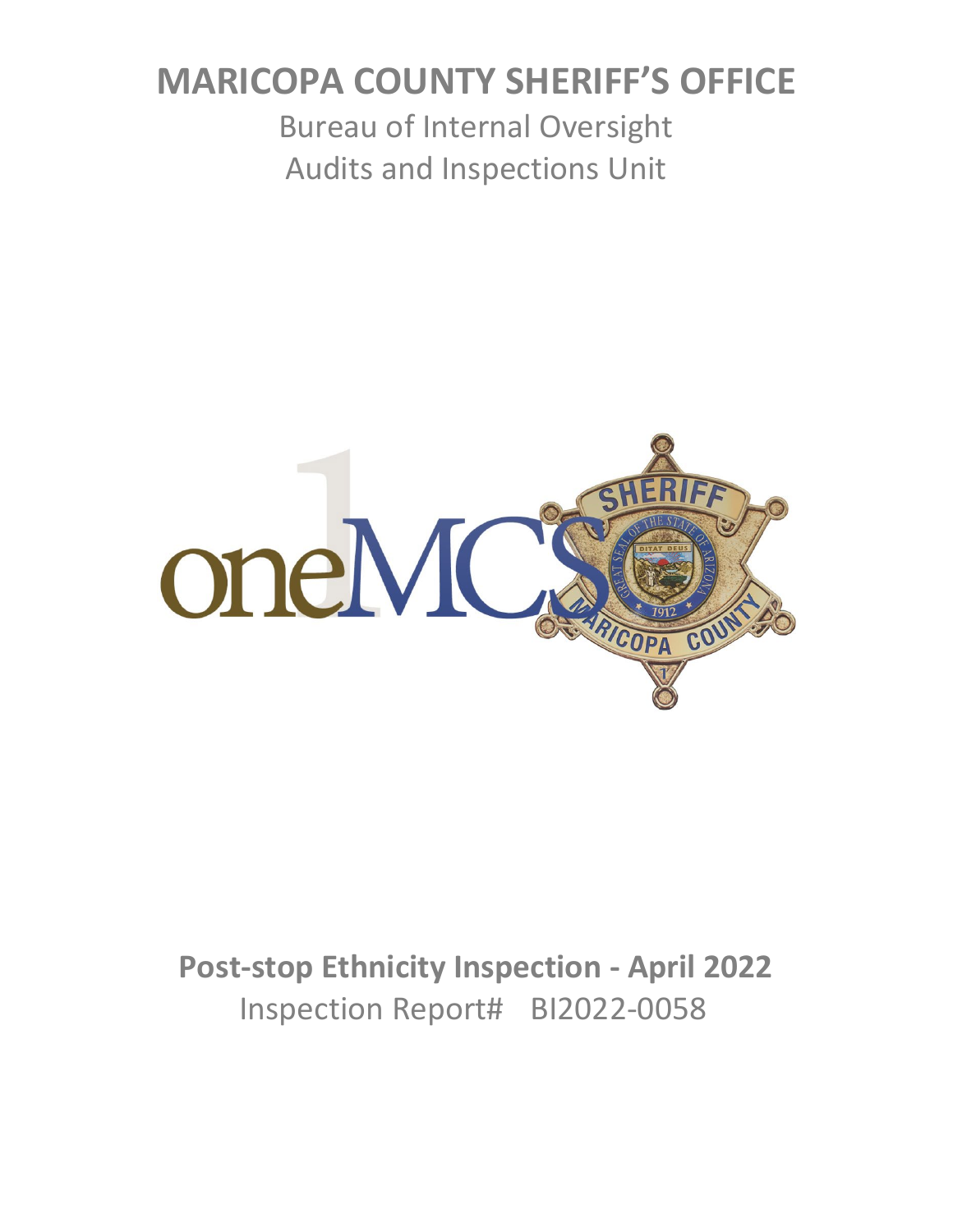# MARICOPA COUNTY SHERIFF'S OFFICE

Bureau of Internal Oversight
Audits and Inspections Unit

## Post-stop Ethnicity Inspection - April 2022

Inspection Report# BI2022-0058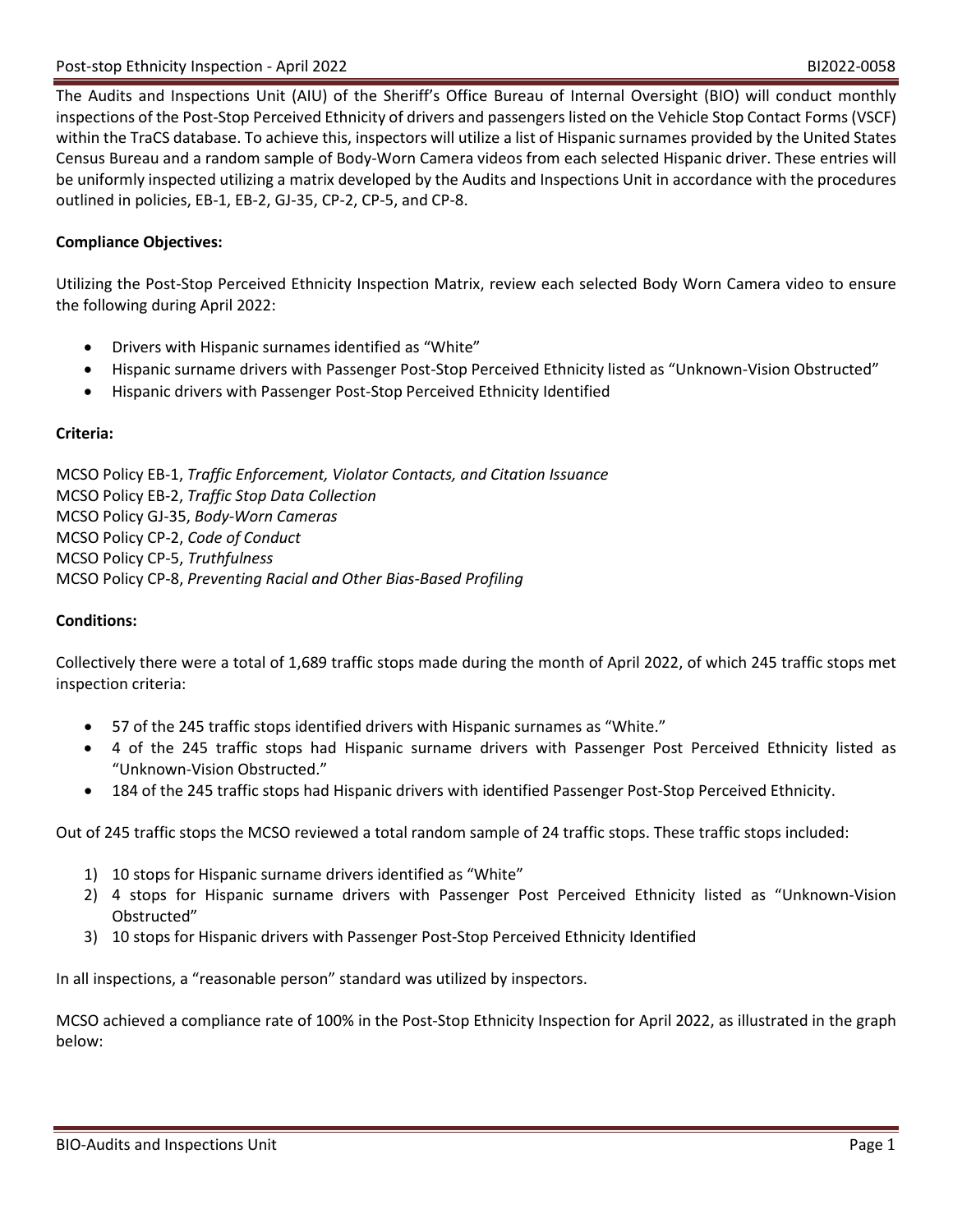The Audits and Inspections Unit (AIU) of the Sheriff's Office Bureau of Internal Oversight (BIO) will conduct monthly inspections of the Post-Stop Perceived Ethnicity of drivers and passengers listed on the Vehicle Stop Contact Forms (VSCF) within the TraCS database. To achieve this, inspectors will utilize a list of Hispanic surnames provided by the United States Census Bureau and a random sample of Body-Worn Camera videos from each selected Hispanic driver. These entries will be uniformly inspected utilizing a matrix developed by the Audits and Inspections Unit in accordance with the procedures outlined in policies, EB-1, EB-2, GJ-35, CP-2, CP-5, and CP-8.

**Compliance Objectives:**

Utilizing the Post-Stop Perceived Ethnicity Inspection Matrix, review each selected Body Worn Camera video to ensure the following during April 2022:

- Drivers with Hispanic surnames identified as "White"
- Hispanic surname drivers with Passenger Post-Stop Perceived Ethnicity listed as "Unknown-Vision Obstructed"
- Hispanic drivers with Passenger Post-Stop Perceived Ethnicity Identified

**Criteria:**

MCSO Policy EB-1, *Traffic Enforcement, Violator Contacts, and Citation Issuance*
MCSO Policy EB-2, *Traffic Stop Data Collection*
MCSO Policy GJ-35, *Body-Worn Cameras*
MCSO Policy CP-2, *Code of Conduct*
MCSO Policy CP-5, *Truthfulness*
MCSO Policy CP-8, *Preventing Racial and Other Bias-Based Profiling*

**Conditions:**

Collectively there were a total of 1,689 traffic stops made during the month of April 2022, of which 245 traffic stops met inspection criteria:

- 57 of the 245 traffic stops identified drivers with Hispanic surnames as "White."
- 4 of the 245 traffic stops had Hispanic surname drivers with Passenger Post Perceived Ethnicity listed as "Unknown-Vision Obstructed."
- 184 of the 245 traffic stops had Hispanic drivers with identified Passenger Post-Stop Perceived Ethnicity.

Out of 245 traffic stops the MCSO reviewed a total random sample of 24 traffic stops. These traffic stops included:

1) 10 stops for Hispanic surname drivers identified as "White"
2) 4 stops for Hispanic surname drivers with Passenger Post Perceived Ethnicity listed as "Unknown-Vision Obstructed"
3) 10 stops for Hispanic drivers with Passenger Post-Stop Perceived Ethnicity Identified

In all inspections, a "reasonable person" standard was utilized by inspectors.

MCSO achieved a compliance rate of 100% in the Post-Stop Ethnicity Inspection for April 2022, as illustrated in the graph below: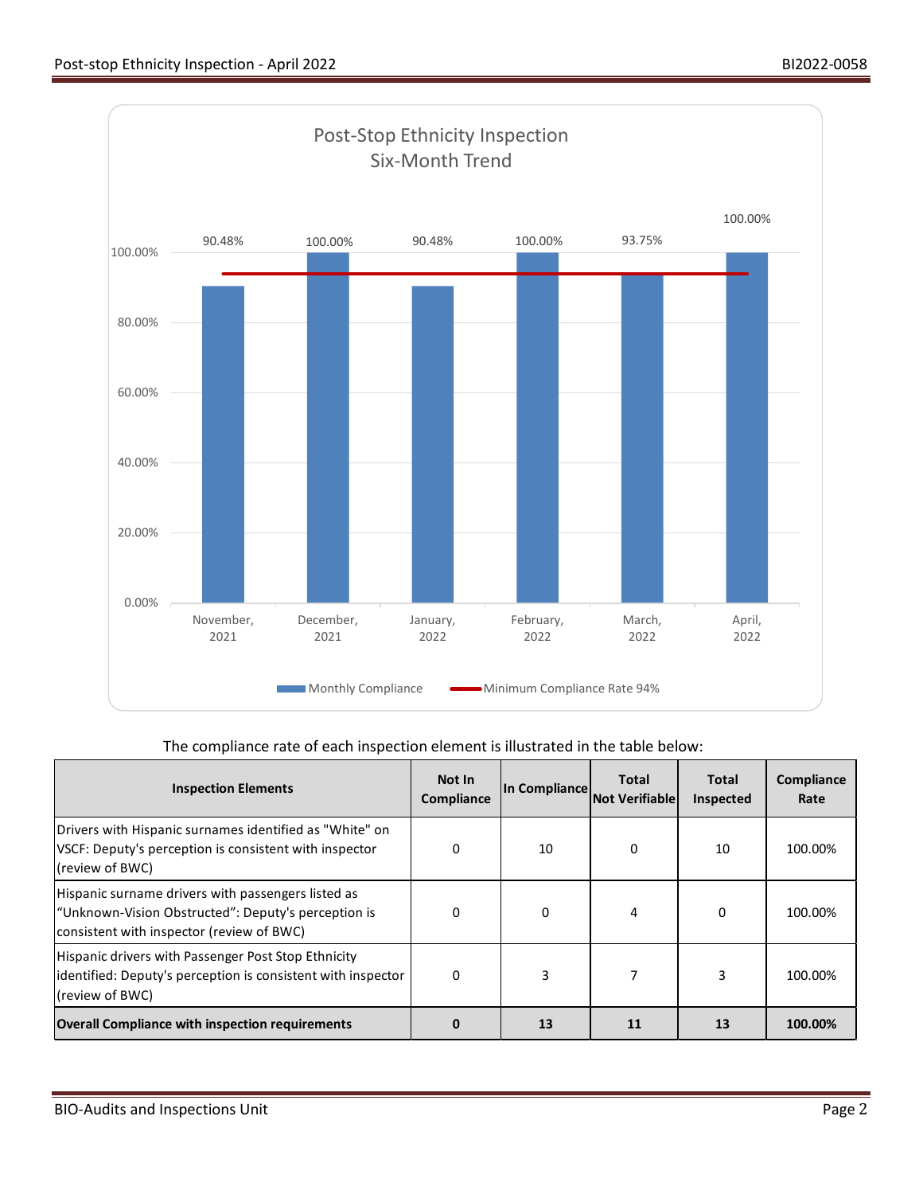Post-Stop Ethnicity Inspection
Six-Month Trend

| Month | Monthly Compliance | Minimum Compliance Rate 94% |
|---|---|---|
| November, 2021 | 90.48% | 94% |
| December, 2021 | 100.00% | 94% |
| January, 2022 | 90.48% | 94% |
| February, 2022 | 100.00% | 94% |
| March, 2022 | 93.75% | 94% |
| April, 2022 | 100.00% | 94% |

The compliance rate of each inspection element is illustrated in the table below:

| Inspection Elements | Not In Compliance | In Compliance | Total Not Verifiable | Total Inspected | Compliance Rate |
|---|---|---|---|---|---|
| Drivers with Hispanic surnames identified as "White" on VSCF: Deputy's perception is consistent with inspector (review of BWC) | 0 | 10 | 0 | 10 | 100.00% |
| Hispanic surname drivers with passengers listed as "Unknown-Vision Obstructed": Deputy's perception is consistent with inspector (review of BWC) | 0 | 0 | 4 | 0 | 100.00% |
| Hispanic drivers with Passenger Post Stop Ethnicity identified: Deputy's perception is consistent with inspector (review of BWC) | 0 | 3 | 7 | 3 | 100.00% |
| **Overall Compliance with inspection requirements** | **0** | **13** | **11** | **13** | **100.00%** |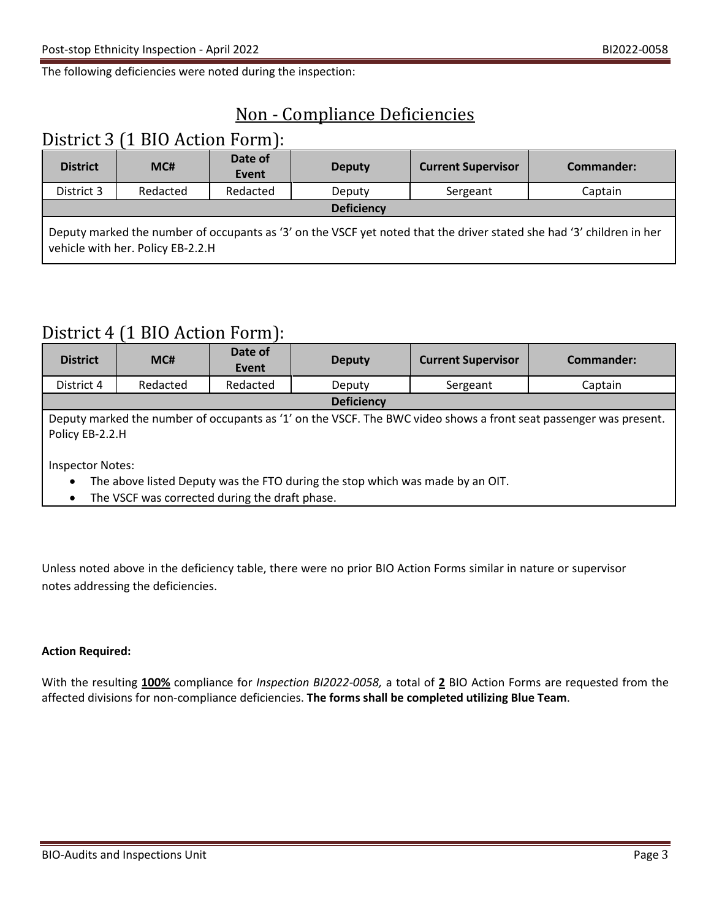The following deficiencies were noted during the inspection:

## Non - Compliance Deficiencies

## District 3 (1 BIO Action Form):

| District | MC# | Date of Event | Deputy | Current Supervisor | Commander: |
|---|---|---|---|---|---|
| District 3 | Redacted | Redacted | Deputy | Sergeant | Captain |
| **Deficiency** | | | | | |
| Deputy marked the number of occupants as '3' on the VSCF yet noted that the driver stated she had '3' children in her vehicle with her. Policy EB-2.2.H | | | | | |

## District 4 (1 BIO Action Form):

| District | MC# | Date of Event | Deputy | Current Supervisor | Commander: |
|---|---|---|---|---|---|
| District 4 | Redacted | Redacted | Deputy | Sergeant | Captain |
| **Deficiency** | | | | | |
| Deputy marked the number of occupants as '1' on the VSCF. The BWC video shows a front seat passenger was present. Policy EB-2.2.H<br><br>Inspector Notes:<br>• The above listed Deputy was the FTO during the stop which was made by an OIT.<br>• The VSCF was corrected during the draft phase. | | | | | |

Unless noted above in the deficiency table, there were no prior BIO Action Forms similar in nature or supervisor notes addressing the deficiencies.

**Action Required:**

With the resulting **100%** compliance for *Inspection BI2022-0058,* a total of **2** BIO Action Forms are requested from the affected divisions for non-compliance deficiencies. **The forms shall be completed utilizing Blue Team**.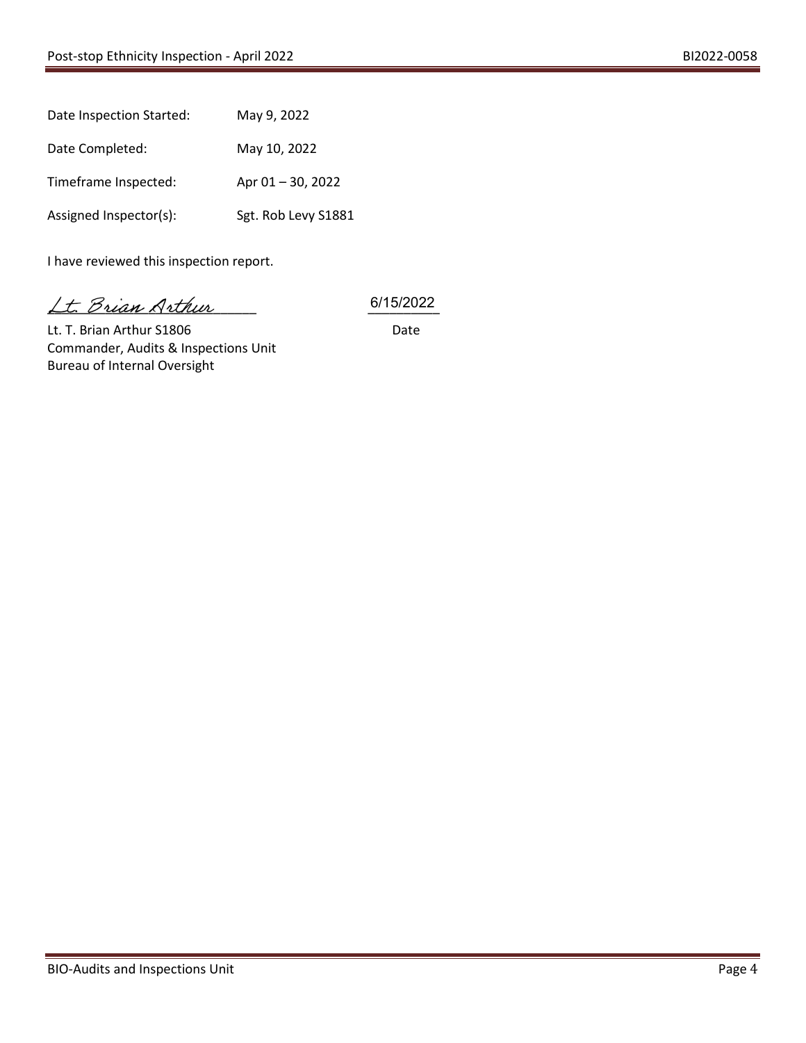| | |
|---|---|
| Date Inspection Started: | May 9, 2022 |
| Date Completed: | May 10, 2022 |
| Timeframe Inspected: | Apr 01 – 30, 2022 |
| Assigned Inspector(s): | Sgt. Rob Levy S1881 |

I have reviewed this inspection report.

*Lt. Brian Arthur* ____________ 6/15/2022

Lt. T. Brian Arthur S1806 Date
Commander, Audits & Inspections Unit
Bureau of Internal Oversight